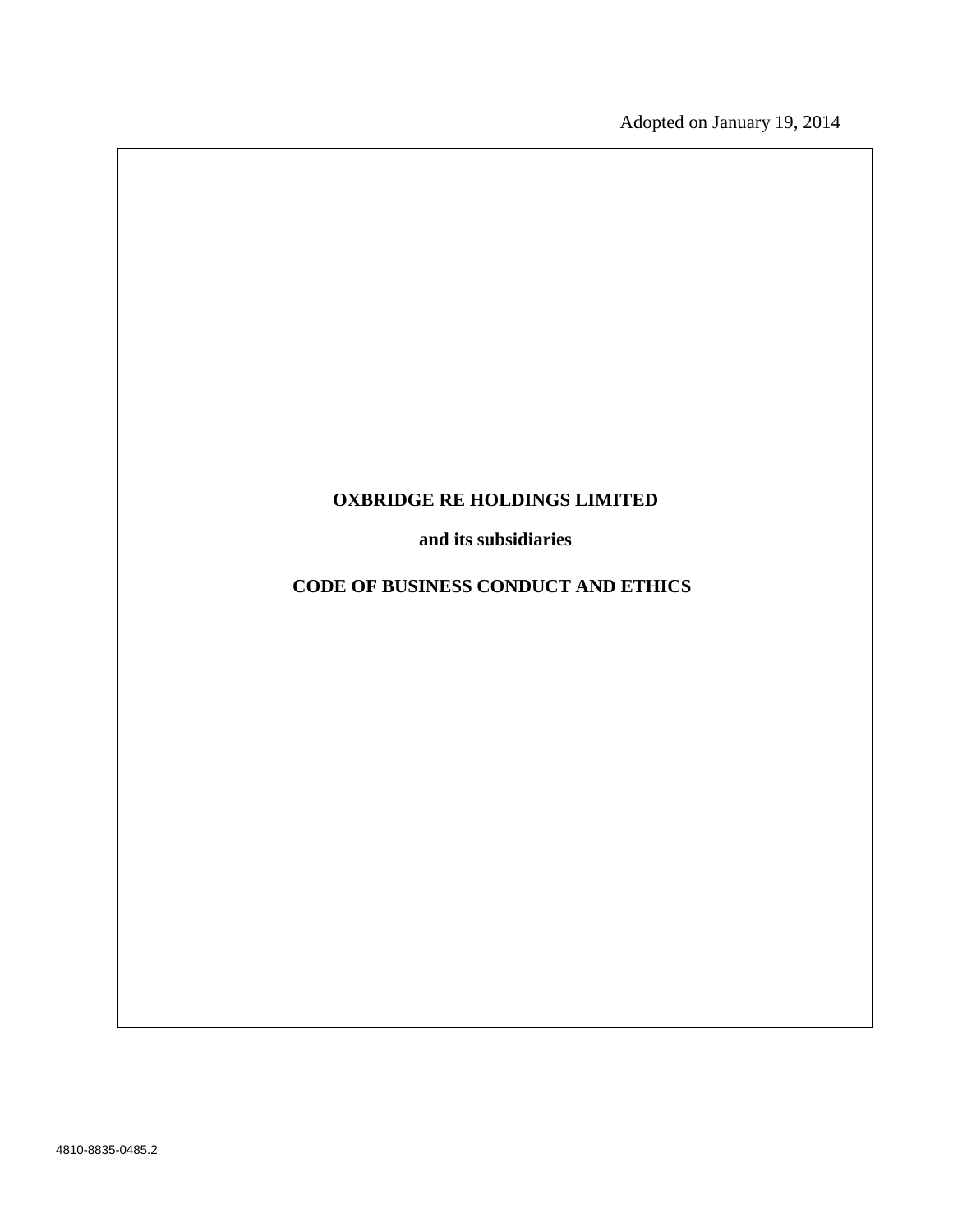Adopted on January 19, 2014

# OXBRIDGE RE HOLDINGS LIMITED

**and its subsidiaries**

**CODE OF BUSINESS CONDUCT AND ETHICS**

4810-8835-0485.2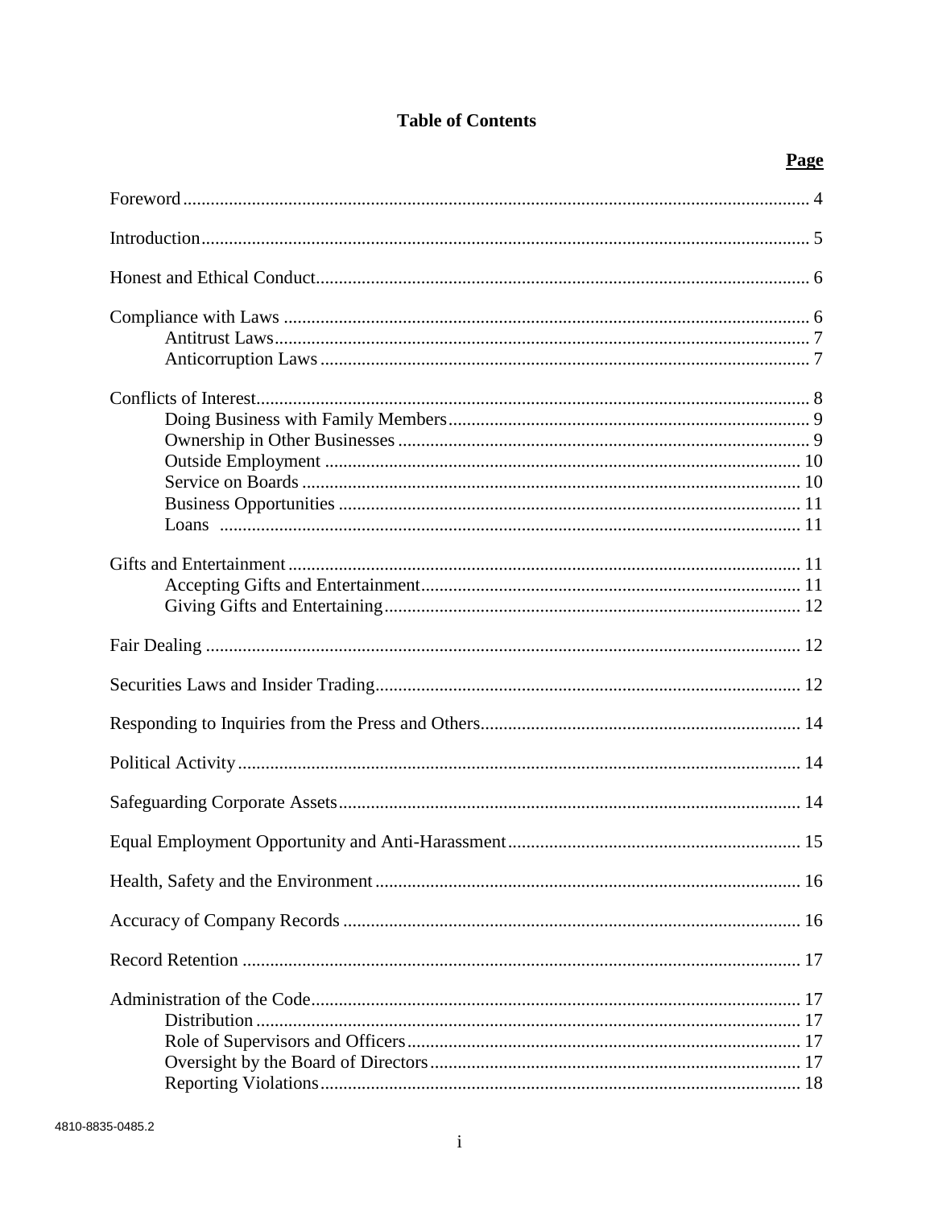# Table of Contents

| | Page |
|---|---|
| Foreword | 4 |
| Introduction | 5 |
| Honest and Ethical Conduct | 6 |
| Compliance with Laws | 6 |
| Antitrust Laws | 7 |
| Anticorruption Laws | 7 |
| Conflicts of Interest | 8 |
| Doing Business with Family Members | 9 |
| Ownership in Other Businesses | 9 |
| Outside Employment | 10 |
| Service on Boards | 10 |
| Business Opportunities | 11 |
| Loans | 11 |
| Gifts and Entertainment | 11 |
| Accepting Gifts and Entertainment | 11 |
| Giving Gifts and Entertaining | 12 |
| Fair Dealing | 12 |
| Securities Laws and Insider Trading | 12 |
| Responding to Inquiries from the Press and Others | 14 |
| Political Activity | 14 |
| Safeguarding Corporate Assets | 14 |
| Equal Employment Opportunity and Anti-Harassment | 15 |
| Health, Safety and the Environment | 16 |
| Accuracy of Company Records | 16 |
| Record Retention | 17 |
| Administration of the Code | 17 |
| Distribution | 17 |
| Role of Supervisors and Officers | 17 |
| Oversight by the Board of Directors | 17 |
| Reporting Violations | 18 |

4810-8835-0485.2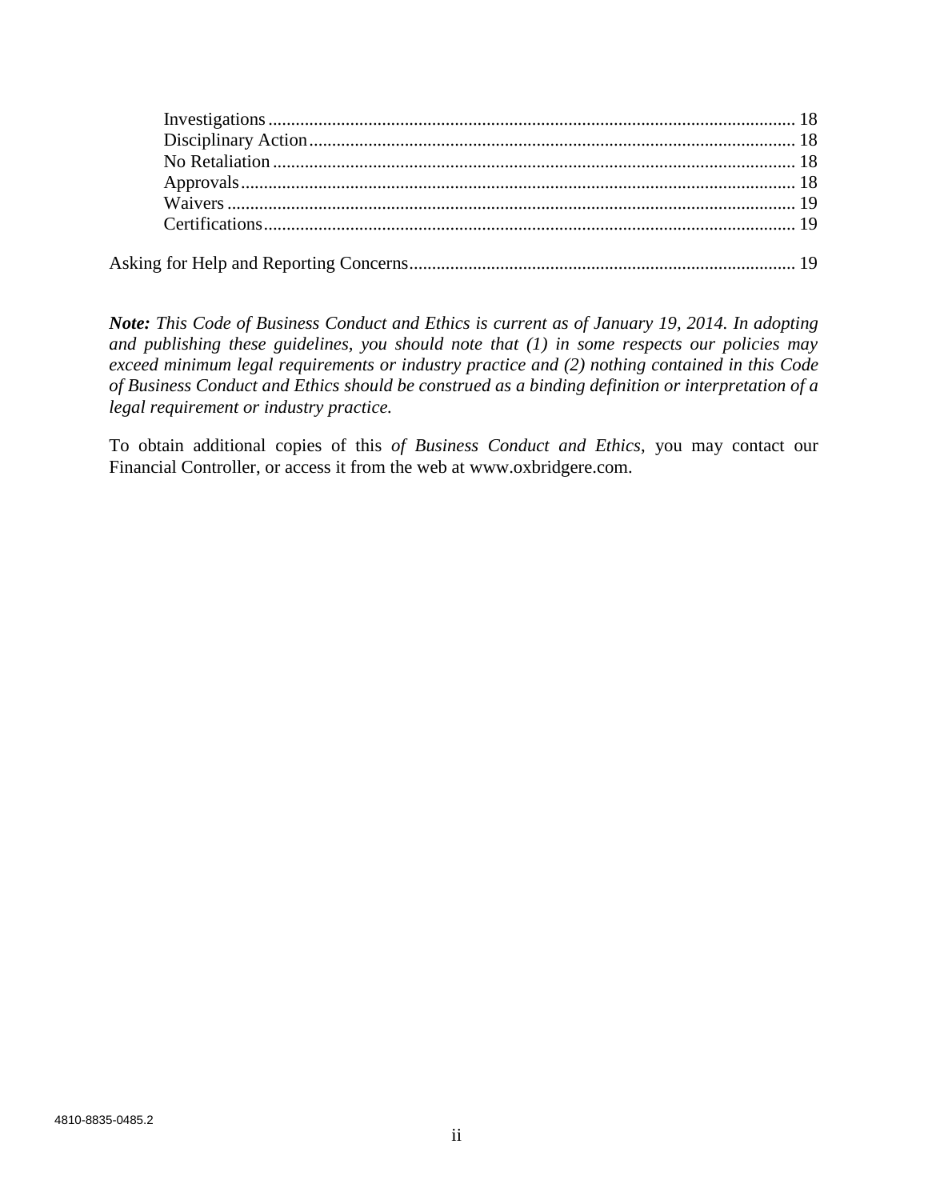Investigations .................................................................................................................. 18
Disciplinary Action .......................................................................................................... 18
No Retaliation .................................................................................................................. 18
Approvals ......................................................................................................................... 18
Waivers ............................................................................................................................ 19
Certifications .................................................................................................................... 19

Asking for Help and Reporting Concerns .................................................................................... 19

***Note:*** *This Code of Business Conduct and Ethics is current as of January 19, 2014. In adopting and publishing these guidelines, you should note that (1) in some respects our policies may exceed minimum legal requirements or industry practice and (2) nothing contained in this Code of Business Conduct and Ethics should be construed as a binding definition or interpretation of a legal requirement or industry practice.*

To obtain additional copies of this *of Business Conduct and Ethics*, you may contact our Financial Controller, or access it from the web at www.oxbridgere.com.

4810-8835-0485.2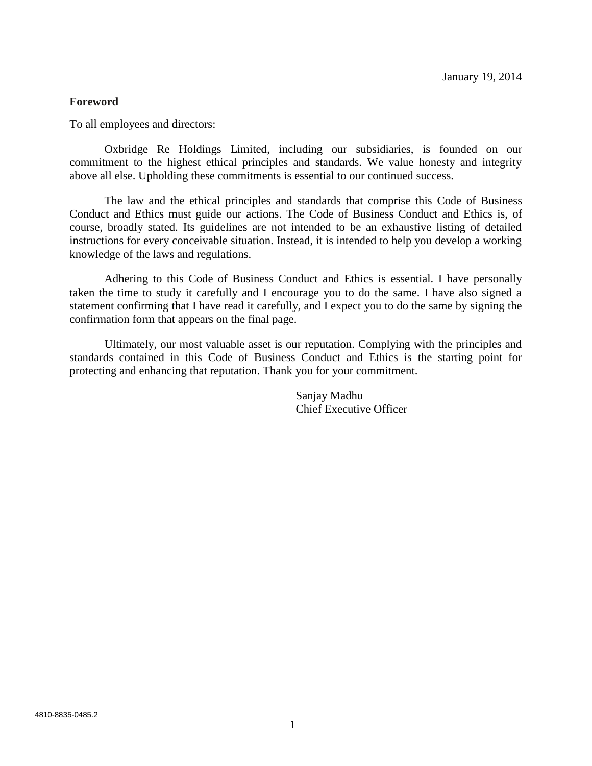January 19, 2014

**Foreword**

To all employees and directors:

Oxbridge Re Holdings Limited, including our subsidiaries, is founded on our commitment to the highest ethical principles and standards. We value honesty and integrity above all else. Upholding these commitments is essential to our continued success.

The law and the ethical principles and standards that comprise this Code of Business Conduct and Ethics must guide our actions. The Code of Business Conduct and Ethics is, of course, broadly stated. Its guidelines are not intended to be an exhaustive listing of detailed instructions for every conceivable situation. Instead, it is intended to help you develop a working knowledge of the laws and regulations.

Adhering to this Code of Business Conduct and Ethics is essential. I have personally taken the time to study it carefully and I encourage you to do the same. I have also signed a statement confirming that I have read it carefully, and I expect you to do the same by signing the confirmation form that appears on the final page.

Ultimately, our most valuable asset is our reputation. Complying with the principles and standards contained in this Code of Business Conduct and Ethics is the starting point for protecting and enhancing that reputation. Thank you for your commitment.

Sanjay Madhu
Chief Executive Officer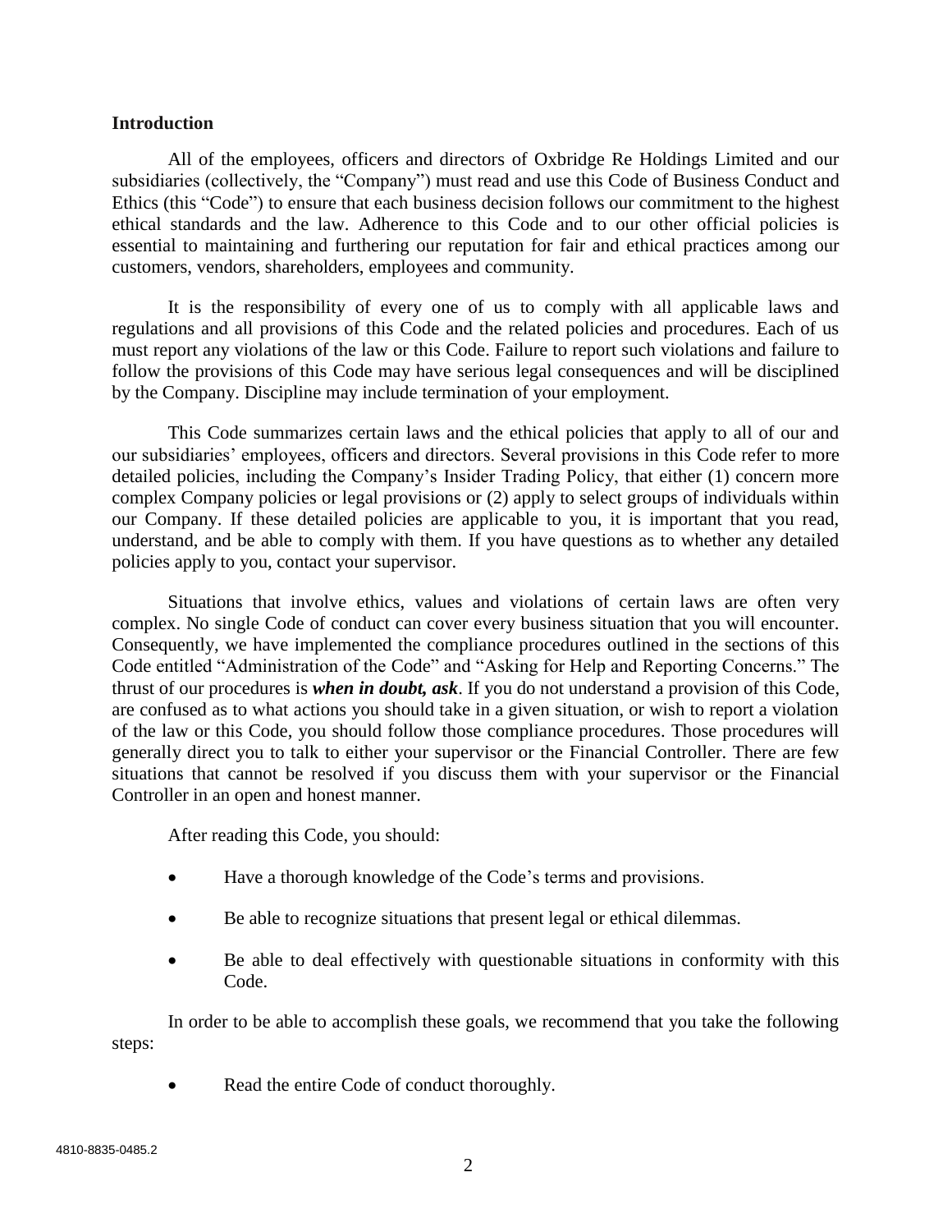**Introduction**

All of the employees, officers and directors of Oxbridge Re Holdings Limited and our subsidiaries (collectively, the "Company") must read and use this Code of Business Conduct and Ethics (this "Code") to ensure that each business decision follows our commitment to the highest ethical standards and the law. Adherence to this Code and to our other official policies is essential to maintaining and furthering our reputation for fair and ethical practices among our customers, vendors, shareholders, employees and community.

It is the responsibility of every one of us to comply with all applicable laws and regulations and all provisions of this Code and the related policies and procedures. Each of us must report any violations of the law or this Code. Failure to report such violations and failure to follow the provisions of this Code may have serious legal consequences and will be disciplined by the Company. Discipline may include termination of your employment.

This Code summarizes certain laws and the ethical policies that apply to all of our and our subsidiaries' employees, officers and directors. Several provisions in this Code refer to more detailed policies, including the Company's Insider Trading Policy, that either (1) concern more complex Company policies or legal provisions or (2) apply to select groups of individuals within our Company. If these detailed policies are applicable to you, it is important that you read, understand, and be able to comply with them. If you have questions as to whether any detailed policies apply to you, contact your supervisor.

Situations that involve ethics, values and violations of certain laws are often very complex. No single Code of conduct can cover every business situation that you will encounter. Consequently, we have implemented the compliance procedures outlined in the sections of this Code entitled "Administration of the Code" and "Asking for Help and Reporting Concerns." The thrust of our procedures is ***when in doubt, ask***. If you do not understand a provision of this Code, are confused as to what actions you should take in a given situation, or wish to report a violation of the law or this Code, you should follow those compliance procedures. Those procedures will generally direct you to talk to either your supervisor or the Financial Controller. There are few situations that cannot be resolved if you discuss them with your supervisor or the Financial Controller in an open and honest manner.

After reading this Code, you should:

- Have a thorough knowledge of the Code's terms and provisions.
- Be able to recognize situations that present legal or ethical dilemmas.
- Be able to deal effectively with questionable situations in conformity with this Code.

In order to be able to accomplish these goals, we recommend that you take the following steps:

- Read the entire Code of conduct thoroughly.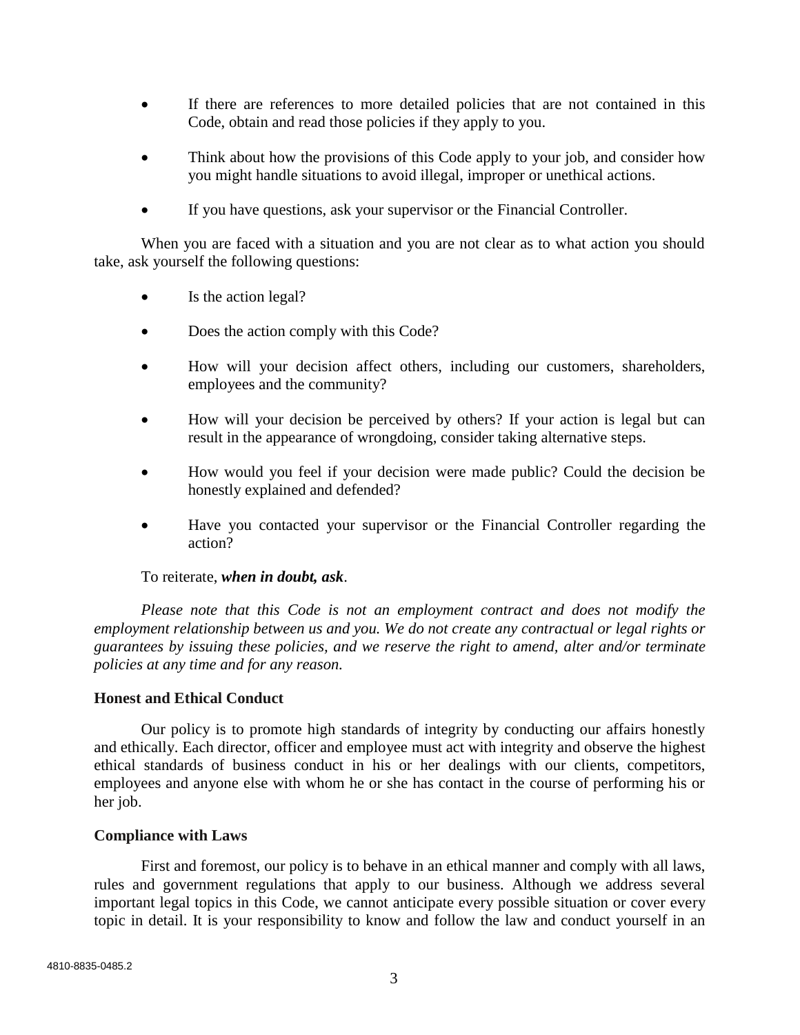- If there are references to more detailed policies that are not contained in this Code, obtain and read those policies if they apply to you.
- Think about how the provisions of this Code apply to your job, and consider how you might handle situations to avoid illegal, improper or unethical actions.
- If you have questions, ask your supervisor or the Financial Controller.

When you are faced with a situation and you are not clear as to what action you should take, ask yourself the following questions:

- Is the action legal?
- Does the action comply with this Code?
- How will your decision affect others, including our customers, shareholders, employees and the community?
- How will your decision be perceived by others? If your action is legal but can result in the appearance of wrongdoing, consider taking alternative steps.
- How would you feel if your decision were made public? Could the decision be honestly explained and defended?
- Have you contacted your supervisor or the Financial Controller regarding the action?

To reiterate, ***when in doubt, ask***.

*Please note that this Code is not an employment contract and does not modify the employment relationship between us and you. We do not create any contractual or legal rights or guarantees by issuing these policies, and we reserve the right to amend, alter and/or terminate policies at any time and for any reason.*

**Honest and Ethical Conduct**

Our policy is to promote high standards of integrity by conducting our affairs honestly and ethically. Each director, officer and employee must act with integrity and observe the highest ethical standards of business conduct in his or her dealings with our clients, competitors, employees and anyone else with whom he or she has contact in the course of performing his or her job.

**Compliance with Laws**

First and foremost, our policy is to behave in an ethical manner and comply with all laws, rules and government regulations that apply to our business. Although we address several important legal topics in this Code, we cannot anticipate every possible situation or cover every topic in detail. It is your responsibility to know and follow the law and conduct yourself in an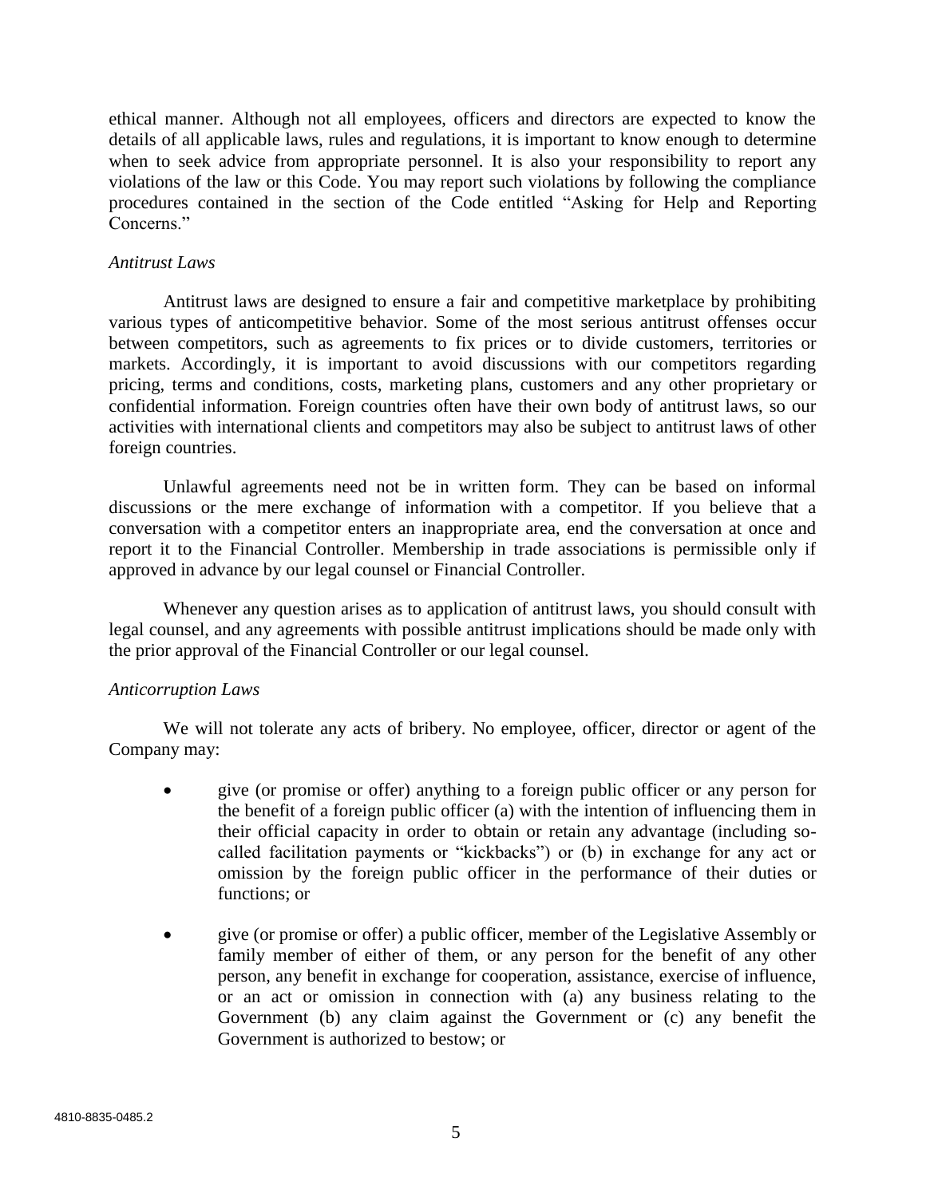ethical manner. Although not all employees, officers and directors are expected to know the details of all applicable laws, rules and regulations, it is important to know enough to determine when to seek advice from appropriate personnel. It is also your responsibility to report any violations of the law or this Code. You may report such violations by following the compliance procedures contained in the section of the Code entitled "Asking for Help and Reporting Concerns."

*Antitrust Laws*

Antitrust laws are designed to ensure a fair and competitive marketplace by prohibiting various types of anticompetitive behavior. Some of the most serious antitrust offenses occur between competitors, such as agreements to fix prices or to divide customers, territories or markets. Accordingly, it is important to avoid discussions with our competitors regarding pricing, terms and conditions, costs, marketing plans, customers and any other proprietary or confidential information. Foreign countries often have their own body of antitrust laws, so our activities with international clients and competitors may also be subject to antitrust laws of other foreign countries.

Unlawful agreements need not be in written form. They can be based on informal discussions or the mere exchange of information with a competitor. If you believe that a conversation with a competitor enters an inappropriate area, end the conversation at once and report it to the Financial Controller. Membership in trade associations is permissible only if approved in advance by our legal counsel or Financial Controller.

Whenever any question arises as to application of antitrust laws, you should consult with legal counsel, and any agreements with possible antitrust implications should be made only with the prior approval of the Financial Controller or our legal counsel.

*Anticorruption Laws*

We will not tolerate any acts of bribery. No employee, officer, director or agent of the Company may:

- give (or promise or offer) anything to a foreign public officer or any person for the benefit of a foreign public officer (a) with the intention of influencing them in their official capacity in order to obtain or retain any advantage (including so-called facilitation payments or "kickbacks") or (b) in exchange for any act or omission by the foreign public officer in the performance of their duties or functions; or

- give (or promise or offer) a public officer, member of the Legislative Assembly or family member of either of them, or any person for the benefit of any other person, any benefit in exchange for cooperation, assistance, exercise of influence, or an act or omission in connection with (a) any business relating to the Government (b) any claim against the Government or (c) any benefit the Government is authorized to bestow; or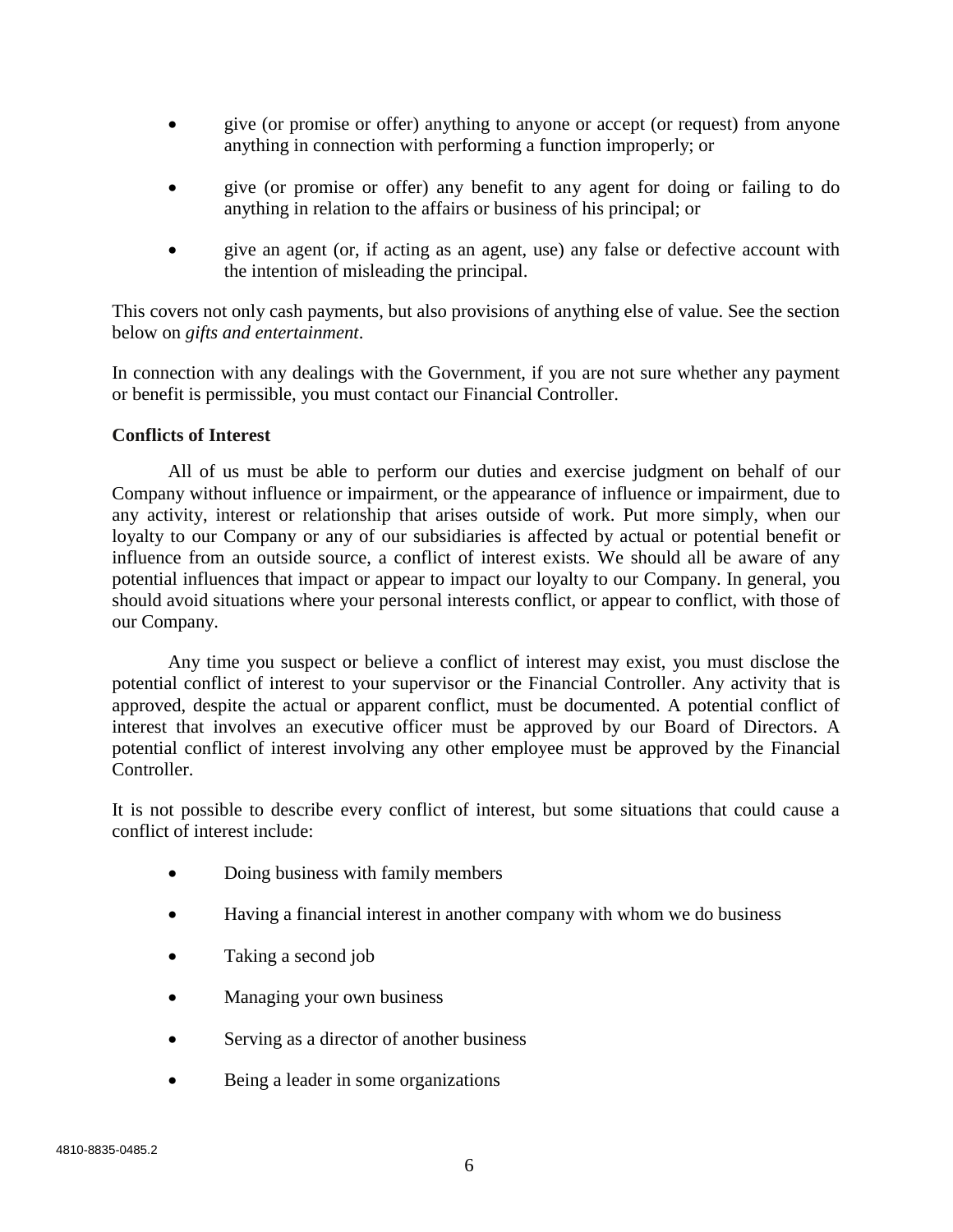- give (or promise or offer) anything to anyone or accept (or request) from anyone anything in connection with performing a function improperly; or
- give (or promise or offer) any benefit to any agent for doing or failing to do anything in relation to the affairs or business of his principal; or
- give an agent (or, if acting as an agent, use) any false or defective account with the intention of misleading the principal.

This covers not only cash payments, but also provisions of anything else of value. See the section below on *gifts and entertainment*.

In connection with any dealings with the Government, if you are not sure whether any payment or benefit is permissible, you must contact our Financial Controller.

**Conflicts of Interest**

All of us must be able to perform our duties and exercise judgment on behalf of our Company without influence or impairment, or the appearance of influence or impairment, due to any activity, interest or relationship that arises outside of work. Put more simply, when our loyalty to our Company or any of our subsidiaries is affected by actual or potential benefit or influence from an outside source, a conflict of interest exists. We should all be aware of any potential influences that impact or appear to impact our loyalty to our Company. In general, you should avoid situations where your personal interests conflict, or appear to conflict, with those of our Company.

Any time you suspect or believe a conflict of interest may exist, you must disclose the potential conflict of interest to your supervisor or the Financial Controller. Any activity that is approved, despite the actual or apparent conflict, must be documented. A potential conflict of interest that involves an executive officer must be approved by our Board of Directors. A potential conflict of interest involving any other employee must be approved by the Financial Controller.

It is not possible to describe every conflict of interest, but some situations that could cause a conflict of interest include:

- Doing business with family members
- Having a financial interest in another company with whom we do business
- Taking a second job
- Managing your own business
- Serving as a director of another business
- Being a leader in some organizations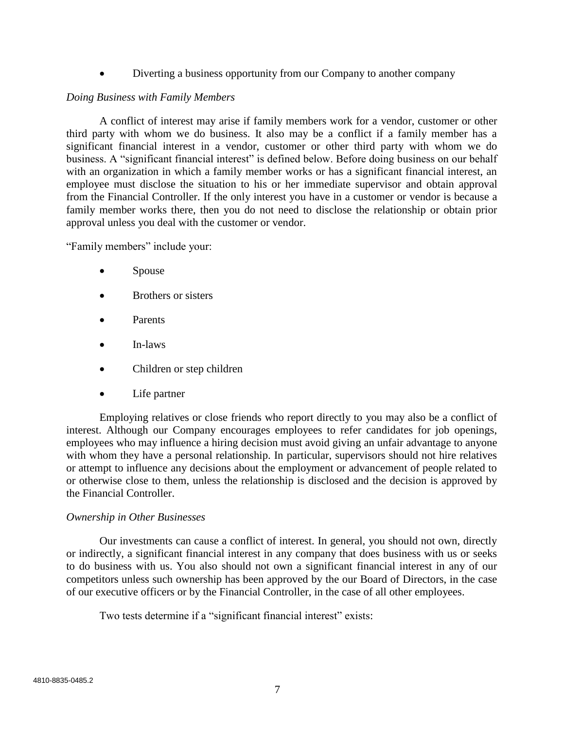- Diverting a business opportunity from our Company to another company

*Doing Business with Family Members*

A conflict of interest may arise if family members work for a vendor, customer or other third party with whom we do business. It also may be a conflict if a family member has a significant financial interest in a vendor, customer or other third party with whom we do business. A "significant financial interest" is defined below. Before doing business on our behalf with an organization in which a family member works or has a significant financial interest, an employee must disclose the situation to his or her immediate supervisor and obtain approval from the Financial Controller. If the only interest you have in a customer or vendor is because a family member works there, then you do not need to disclose the relationship or obtain prior approval unless you deal with the customer or vendor.

"Family members" include your:

- Spouse
- Brothers or sisters
- Parents
- In-laws
- Children or step children
- Life partner

Employing relatives or close friends who report directly to you may also be a conflict of interest. Although our Company encourages employees to refer candidates for job openings, employees who may influence a hiring decision must avoid giving an unfair advantage to anyone with whom they have a personal relationship. In particular, supervisors should not hire relatives or attempt to influence any decisions about the employment or advancement of people related to or otherwise close to them, unless the relationship is disclosed and the decision is approved by the Financial Controller.

*Ownership in Other Businesses*

Our investments can cause a conflict of interest. In general, you should not own, directly or indirectly, a significant financial interest in any company that does business with us or seeks to do business with us. You also should not own a significant financial interest in any of our competitors unless such ownership has been approved by the our Board of Directors, in the case of our executive officers or by the Financial Controller, in the case of all other employees.

Two tests determine if a "significant financial interest" exists: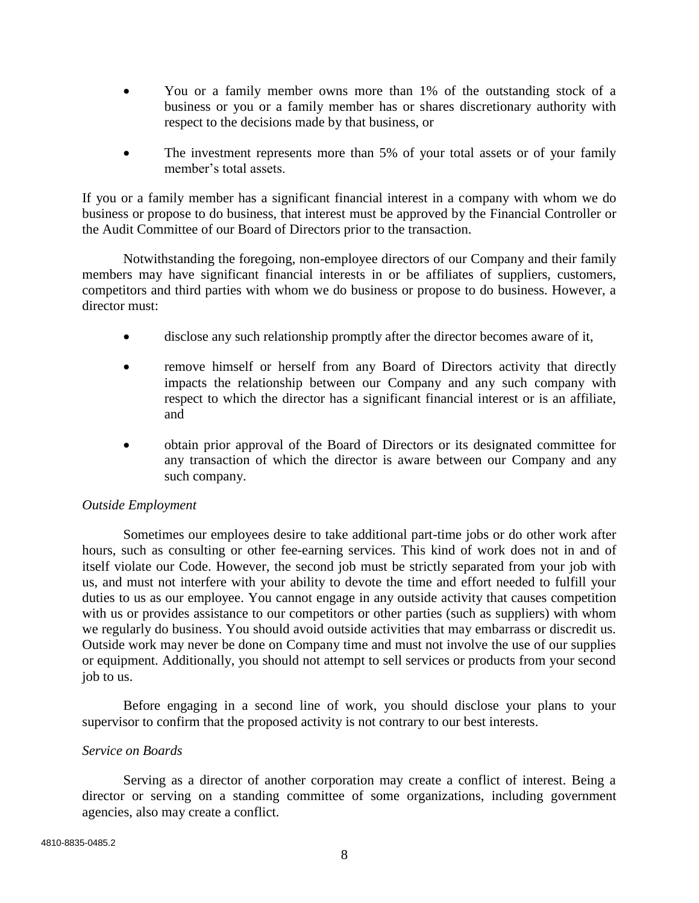- You or a family member owns more than 1% of the outstanding stock of a business or you or a family member has or shares discretionary authority with respect to the decisions made by that business, or
- The investment represents more than 5% of your total assets or of your family member's total assets.

If you or a family member has a significant financial interest in a company with whom we do business or propose to do business, that interest must be approved by the Financial Controller or the Audit Committee of our Board of Directors prior to the transaction.

Notwithstanding the foregoing, non-employee directors of our Company and their family members may have significant financial interests in or be affiliates of suppliers, customers, competitors and third parties with whom we do business or propose to do business. However, a director must:

- disclose any such relationship promptly after the director becomes aware of it,
- remove himself or herself from any Board of Directors activity that directly impacts the relationship between our Company and any such company with respect to which the director has a significant financial interest or is an affiliate, and
- obtain prior approval of the Board of Directors or its designated committee for any transaction of which the director is aware between our Company and any such company.

*Outside Employment*

Sometimes our employees desire to take additional part-time jobs or do other work after hours, such as consulting or other fee-earning services. This kind of work does not in and of itself violate our Code. However, the second job must be strictly separated from your job with us, and must not interfere with your ability to devote the time and effort needed to fulfill your duties to us as our employee. You cannot engage in any outside activity that causes competition with us or provides assistance to our competitors or other parties (such as suppliers) with whom we regularly do business. You should avoid outside activities that may embarrass or discredit us. Outside work may never be done on Company time and must not involve the use of our supplies or equipment. Additionally, you should not attempt to sell services or products from your second job to us.

Before engaging in a second line of work, you should disclose your plans to your supervisor to confirm that the proposed activity is not contrary to our best interests.

*Service on Boards*

Serving as a director of another corporation may create a conflict of interest. Being a director or serving on a standing committee of some organizations, including government agencies, also may create a conflict.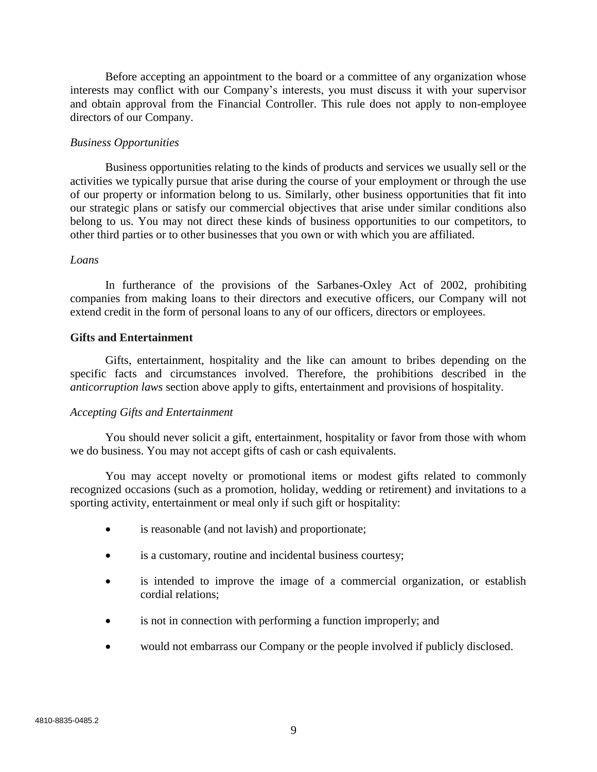Before accepting an appointment to the board or a committee of any organization whose interests may conflict with our Company's interests, you must discuss it with your supervisor and obtain approval from the Financial Controller. This rule does not apply to non-employee directors of our Company.

*Business Opportunities*

Business opportunities relating to the kinds of products and services we usually sell or the activities we typically pursue that arise during the course of your employment or through the use of our property or information belong to us. Similarly, other business opportunities that fit into our strategic plans or satisfy our commercial objectives that arise under similar conditions also belong to us. You may not direct these kinds of business opportunities to our competitors, to other third parties or to other businesses that you own or with which you are affiliated.

*Loans*

In furtherance of the provisions of the Sarbanes-Oxley Act of 2002, prohibiting companies from making loans to their directors and executive officers, our Company will not extend credit in the form of personal loans to any of our officers, directors or employees.

**Gifts and Entertainment**

Gifts, entertainment, hospitality and the like can amount to bribes depending on the specific facts and circumstances involved. Therefore, the prohibitions described in the *anticorruption laws* section above apply to gifts, entertainment and provisions of hospitality.

*Accepting Gifts and Entertainment*

You should never solicit a gift, entertainment, hospitality or favor from those with whom we do business. You may not accept gifts of cash or cash equivalents.

You may accept novelty or promotional items or modest gifts related to commonly recognized occasions (such as a promotion, holiday, wedding or retirement) and invitations to a sporting activity, entertainment or meal only if such gift or hospitality:

- is reasonable (and not lavish) and proportionate;
- is a customary, routine and incidental business courtesy;
- is intended to improve the image of a commercial organization, or establish cordial relations;
- is not in connection with performing a function improperly; and
- would not embarrass our Company or the people involved if publicly disclosed.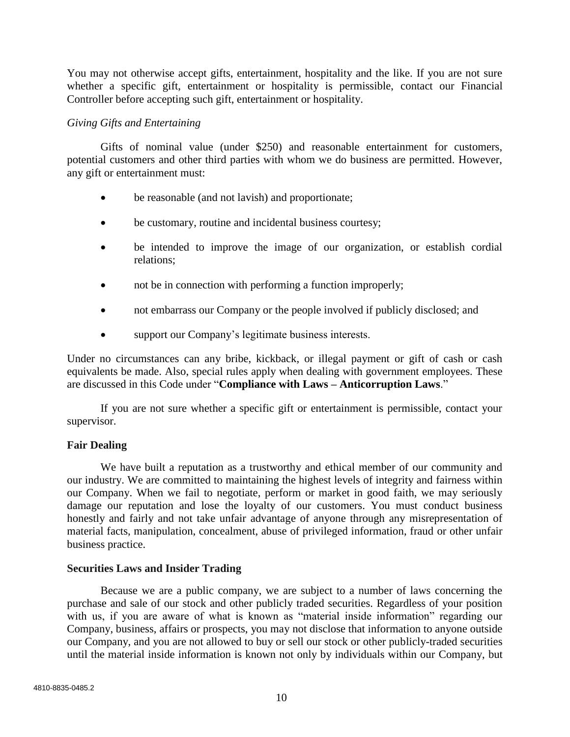You may not otherwise accept gifts, entertainment, hospitality and the like. If you are not sure whether a specific gift, entertainment or hospitality is permissible, contact our Financial Controller before accepting such gift, entertainment or hospitality.

*Giving Gifts and Entertaining*

Gifts of nominal value (under $250) and reasonable entertainment for customers, potential customers and other third parties with whom we do business are permitted. However, any gift or entertainment must:

- be reasonable (and not lavish) and proportionate;
- be customary, routine and incidental business courtesy;
- be intended to improve the image of our organization, or establish cordial relations;
- not be in connection with performing a function improperly;
- not embarrass our Company or the people involved if publicly disclosed; and
- support our Company's legitimate business interests.

Under no circumstances can any bribe, kickback, or illegal payment or gift of cash or cash equivalents be made. Also, special rules apply when dealing with government employees. These are discussed in this Code under "**Compliance with Laws – Anticorruption Laws**."

If you are not sure whether a specific gift or entertainment is permissible, contact your supervisor.

**Fair Dealing**

We have built a reputation as a trustworthy and ethical member of our community and our industry. We are committed to maintaining the highest levels of integrity and fairness within our Company. When we fail to negotiate, perform or market in good faith, we may seriously damage our reputation and lose the loyalty of our customers. You must conduct business honestly and fairly and not take unfair advantage of anyone through any misrepresentation of material facts, manipulation, concealment, abuse of privileged information, fraud or other unfair business practice.

**Securities Laws and Insider Trading**

Because we are a public company, we are subject to a number of laws concerning the purchase and sale of our stock and other publicly traded securities. Regardless of your position with us, if you are aware of what is known as "material inside information" regarding our Company, business, affairs or prospects, you may not disclose that information to anyone outside our Company, and you are not allowed to buy or sell our stock or other publicly-traded securities until the material inside information is known not only by individuals within our Company, but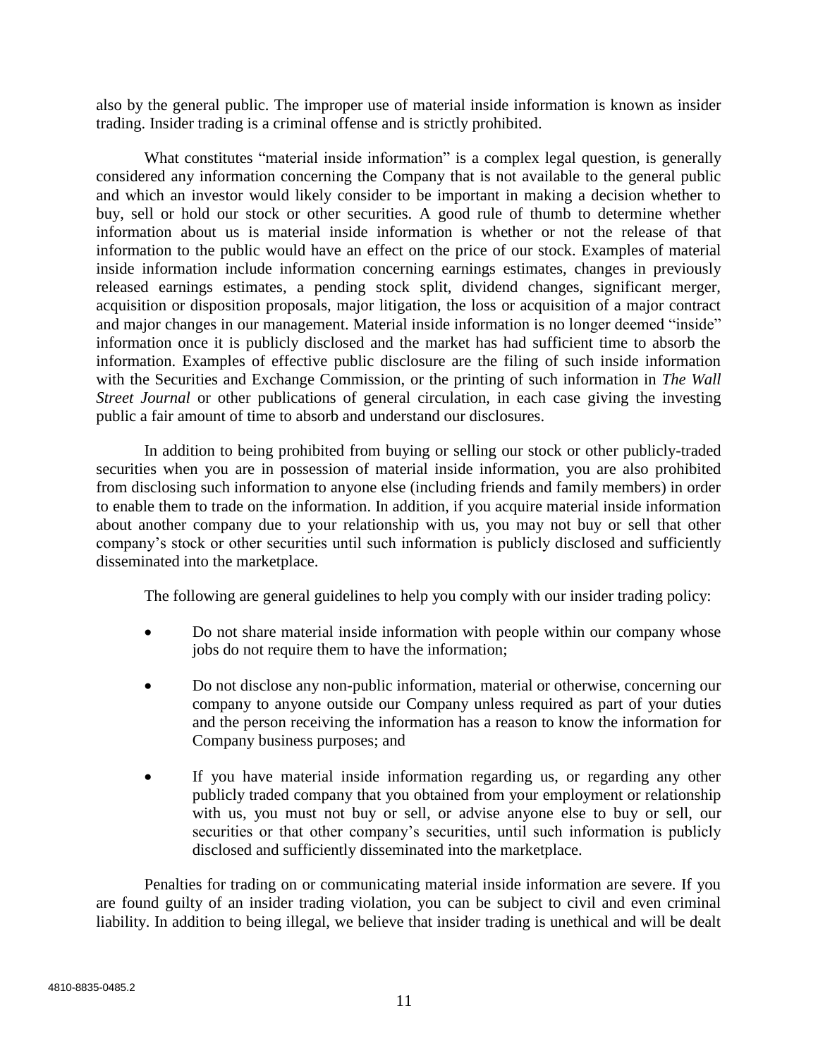also by the general public. The improper use of material inside information is known as insider trading. Insider trading is a criminal offense and is strictly prohibited.

What constitutes "material inside information" is a complex legal question, is generally considered any information concerning the Company that is not available to the general public and which an investor would likely consider to be important in making a decision whether to buy, sell or hold our stock or other securities. A good rule of thumb to determine whether information about us is material inside information is whether or not the release of that information to the public would have an effect on the price of our stock. Examples of material inside information include information concerning earnings estimates, changes in previously released earnings estimates, a pending stock split, dividend changes, significant merger, acquisition or disposition proposals, major litigation, the loss or acquisition of a major contract and major changes in our management. Material inside information is no longer deemed "inside" information once it is publicly disclosed and the market has had sufficient time to absorb the information. Examples of effective public disclosure are the filing of such inside information with the Securities and Exchange Commission, or the printing of such information in *The Wall Street Journal* or other publications of general circulation, in each case giving the investing public a fair amount of time to absorb and understand our disclosures.

In addition to being prohibited from buying or selling our stock or other publicly-traded securities when you are in possession of material inside information, you are also prohibited from disclosing such information to anyone else (including friends and family members) in order to enable them to trade on the information. In addition, if you acquire material inside information about another company due to your relationship with us, you may not buy or sell that other company's stock or other securities until such information is publicly disclosed and sufficiently disseminated into the marketplace.

The following are general guidelines to help you comply with our insider trading policy:

- Do not share material inside information with people within our company whose jobs do not require them to have the information;
- Do not disclose any non-public information, material or otherwise, concerning our company to anyone outside our Company unless required as part of your duties and the person receiving the information has a reason to know the information for Company business purposes; and
- If you have material inside information regarding us, or regarding any other publicly traded company that you obtained from your employment or relationship with us, you must not buy or sell, or advise anyone else to buy or sell, our securities or that other company's securities, until such information is publicly disclosed and sufficiently disseminated into the marketplace.

Penalties for trading on or communicating material inside information are severe. If you are found guilty of an insider trading violation, you can be subject to civil and even criminal liability. In addition to being illegal, we believe that insider trading is unethical and will be dealt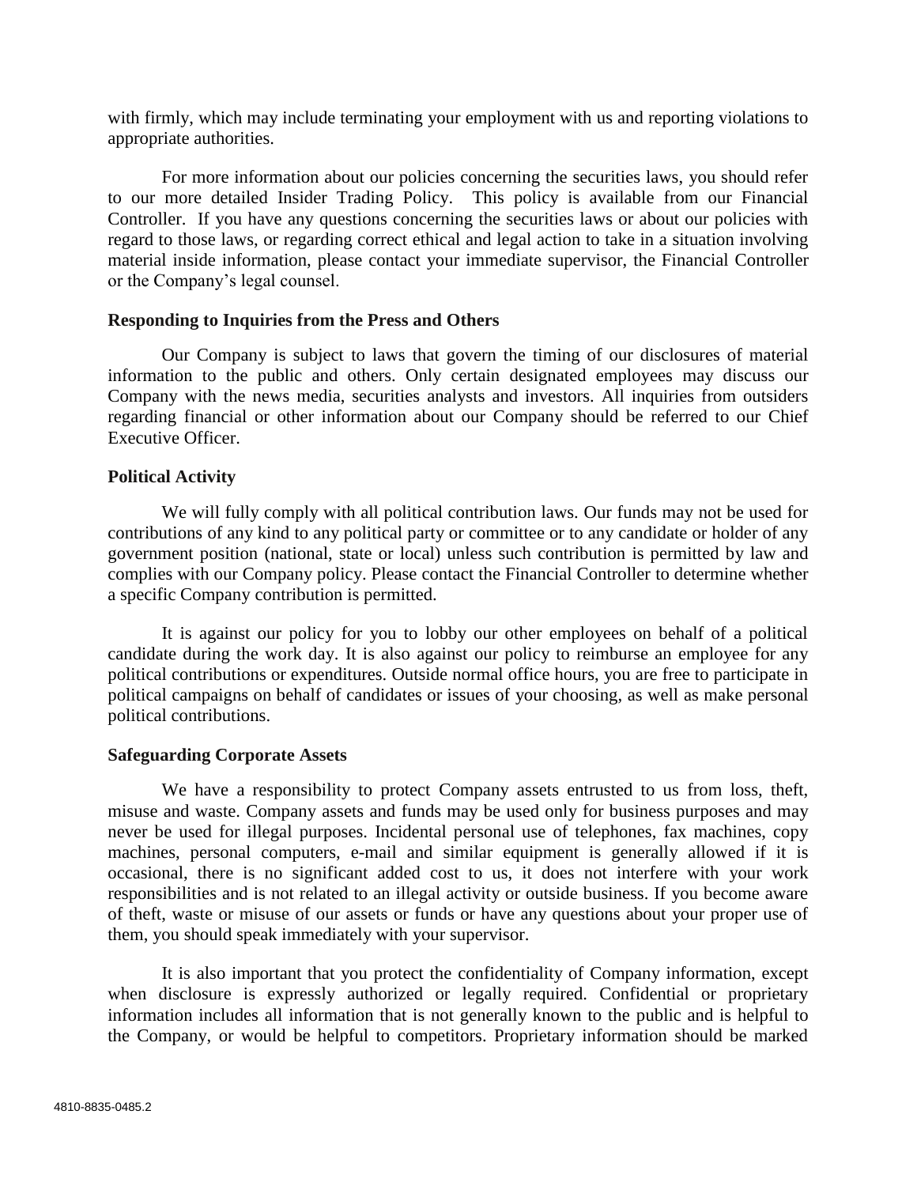with firmly, which may include terminating your employment with us and reporting violations to appropriate authorities.

For more information about our policies concerning the securities laws, you should refer to our more detailed Insider Trading Policy. This policy is available from our Financial Controller. If you have any questions concerning the securities laws or about our policies with regard to those laws, or regarding correct ethical and legal action to take in a situation involving material inside information, please contact your immediate supervisor, the Financial Controller or the Company's legal counsel.

**Responding to Inquiries from the Press and Others**

Our Company is subject to laws that govern the timing of our disclosures of material information to the public and others. Only certain designated employees may discuss our Company with the news media, securities analysts and investors. All inquiries from outsiders regarding financial or other information about our Company should be referred to our Chief Executive Officer.

**Political Activity**

We will fully comply with all political contribution laws. Our funds may not be used for contributions of any kind to any political party or committee or to any candidate or holder of any government position (national, state or local) unless such contribution is permitted by law and complies with our Company policy. Please contact the Financial Controller to determine whether a specific Company contribution is permitted.

It is against our policy for you to lobby our other employees on behalf of a political candidate during the work day. It is also against our policy to reimburse an employee for any political contributions or expenditures. Outside normal office hours, you are free to participate in political campaigns on behalf of candidates or issues of your choosing, as well as make personal political contributions.

**Safeguarding Corporate Assets**

We have a responsibility to protect Company assets entrusted to us from loss, theft, misuse and waste. Company assets and funds may be used only for business purposes and may never be used for illegal purposes. Incidental personal use of telephones, fax machines, copy machines, personal computers, e-mail and similar equipment is generally allowed if it is occasional, there is no significant added cost to us, it does not interfere with your work responsibilities and is not related to an illegal activity or outside business. If you become aware of theft, waste or misuse of our assets or funds or have any questions about your proper use of them, you should speak immediately with your supervisor.

It is also important that you protect the confidentiality of Company information, except when disclosure is expressly authorized or legally required. Confidential or proprietary information includes all information that is not generally known to the public and is helpful to the Company, or would be helpful to competitors. Proprietary information should be marked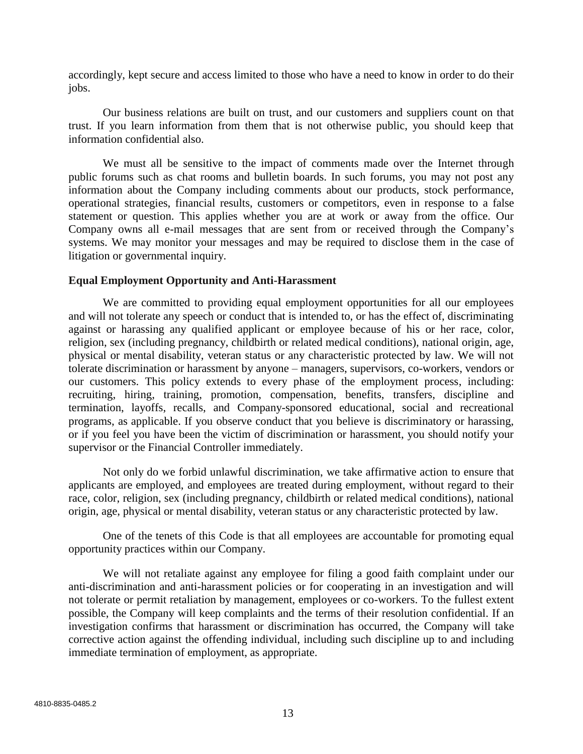accordingly, kept secure and access limited to those who have a need to know in order to do their jobs.

Our business relations are built on trust, and our customers and suppliers count on that trust. If you learn information from them that is not otherwise public, you should keep that information confidential also.

We must all be sensitive to the impact of comments made over the Internet through public forums such as chat rooms and bulletin boards. In such forums, you may not post any information about the Company including comments about our products, stock performance, operational strategies, financial results, customers or competitors, even in response to a false statement or question. This applies whether you are at work or away from the office. Our Company owns all e-mail messages that are sent from or received through the Company's systems. We may monitor your messages and may be required to disclose them in the case of litigation or governmental inquiry.

**Equal Employment Opportunity and Anti-Harassment**

We are committed to providing equal employment opportunities for all our employees and will not tolerate any speech or conduct that is intended to, or has the effect of, discriminating against or harassing any qualified applicant or employee because of his or her race, color, religion, sex (including pregnancy, childbirth or related medical conditions), national origin, age, physical or mental disability, veteran status or any characteristic protected by law. We will not tolerate discrimination or harassment by anyone – managers, supervisors, co-workers, vendors or our customers. This policy extends to every phase of the employment process, including: recruiting, hiring, training, promotion, compensation, benefits, transfers, discipline and termination, layoffs, recalls, and Company-sponsored educational, social and recreational programs, as applicable. If you observe conduct that you believe is discriminatory or harassing, or if you feel you have been the victim of discrimination or harassment, you should notify your supervisor or the Financial Controller immediately.

Not only do we forbid unlawful discrimination, we take affirmative action to ensure that applicants are employed, and employees are treated during employment, without regard to their race, color, religion, sex (including pregnancy, childbirth or related medical conditions), national origin, age, physical or mental disability, veteran status or any characteristic protected by law.

One of the tenets of this Code is that all employees are accountable for promoting equal opportunity practices within our Company.

We will not retaliate against any employee for filing a good faith complaint under our anti-discrimination and anti-harassment policies or for cooperating in an investigation and will not tolerate or permit retaliation by management, employees or co-workers. To the fullest extent possible, the Company will keep complaints and the terms of their resolution confidential. If an investigation confirms that harassment or discrimination has occurred, the Company will take corrective action against the offending individual, including such discipline up to and including immediate termination of employment, as appropriate.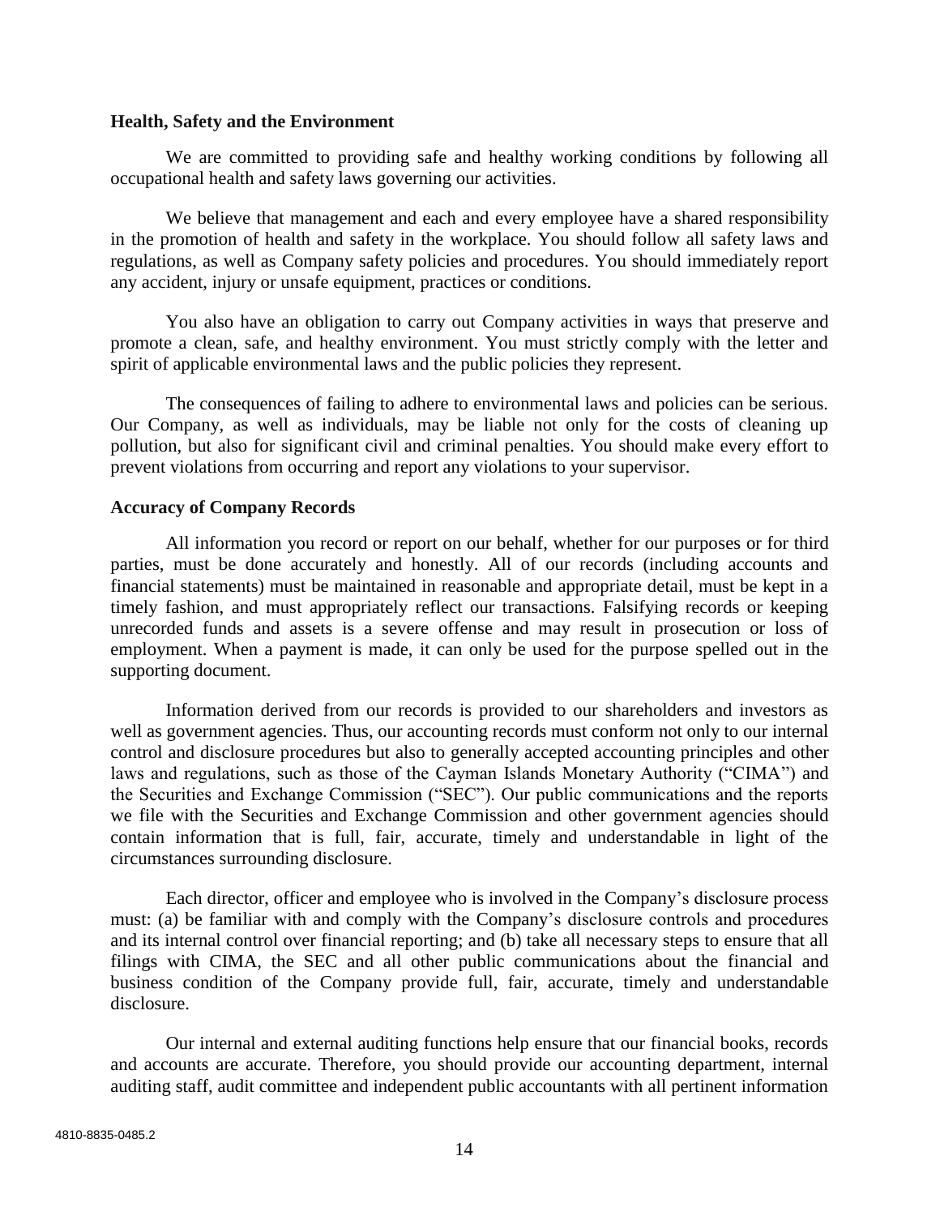**Health, Safety and the Environment**

We are committed to providing safe and healthy working conditions by following all occupational health and safety laws governing our activities.

We believe that management and each and every employee have a shared responsibility in the promotion of health and safety in the workplace. You should follow all safety laws and regulations, as well as Company safety policies and procedures. You should immediately report any accident, injury or unsafe equipment, practices or conditions.

You also have an obligation to carry out Company activities in ways that preserve and promote a clean, safe, and healthy environment. You must strictly comply with the letter and spirit of applicable environmental laws and the public policies they represent.

The consequences of failing to adhere to environmental laws and policies can be serious. Our Company, as well as individuals, may be liable not only for the costs of cleaning up pollution, but also for significant civil and criminal penalties. You should make every effort to prevent violations from occurring and report any violations to your supervisor.

**Accuracy of Company Records**

All information you record or report on our behalf, whether for our purposes or for third parties, must be done accurately and honestly. All of our records (including accounts and financial statements) must be maintained in reasonable and appropriate detail, must be kept in a timely fashion, and must appropriately reflect our transactions. Falsifying records or keeping unrecorded funds and assets is a severe offense and may result in prosecution or loss of employment. When a payment is made, it can only be used for the purpose spelled out in the supporting document.

Information derived from our records is provided to our shareholders and investors as well as government agencies. Thus, our accounting records must conform not only to our internal control and disclosure procedures but also to generally accepted accounting principles and other laws and regulations, such as those of the Cayman Islands Monetary Authority ("CIMA") and the Securities and Exchange Commission ("SEC"). Our public communications and the reports we file with the Securities and Exchange Commission and other government agencies should contain information that is full, fair, accurate, timely and understandable in light of the circumstances surrounding disclosure.

Each director, officer and employee who is involved in the Company's disclosure process must: (a) be familiar with and comply with the Company's disclosure controls and procedures and its internal control over financial reporting; and (b) take all necessary steps to ensure that all filings with CIMA, the SEC and all other public communications about the financial and business condition of the Company provide full, fair, accurate, timely and understandable disclosure.

Our internal and external auditing functions help ensure that our financial books, records and accounts are accurate. Therefore, you should provide our accounting department, internal auditing staff, audit committee and independent public accountants with all pertinent information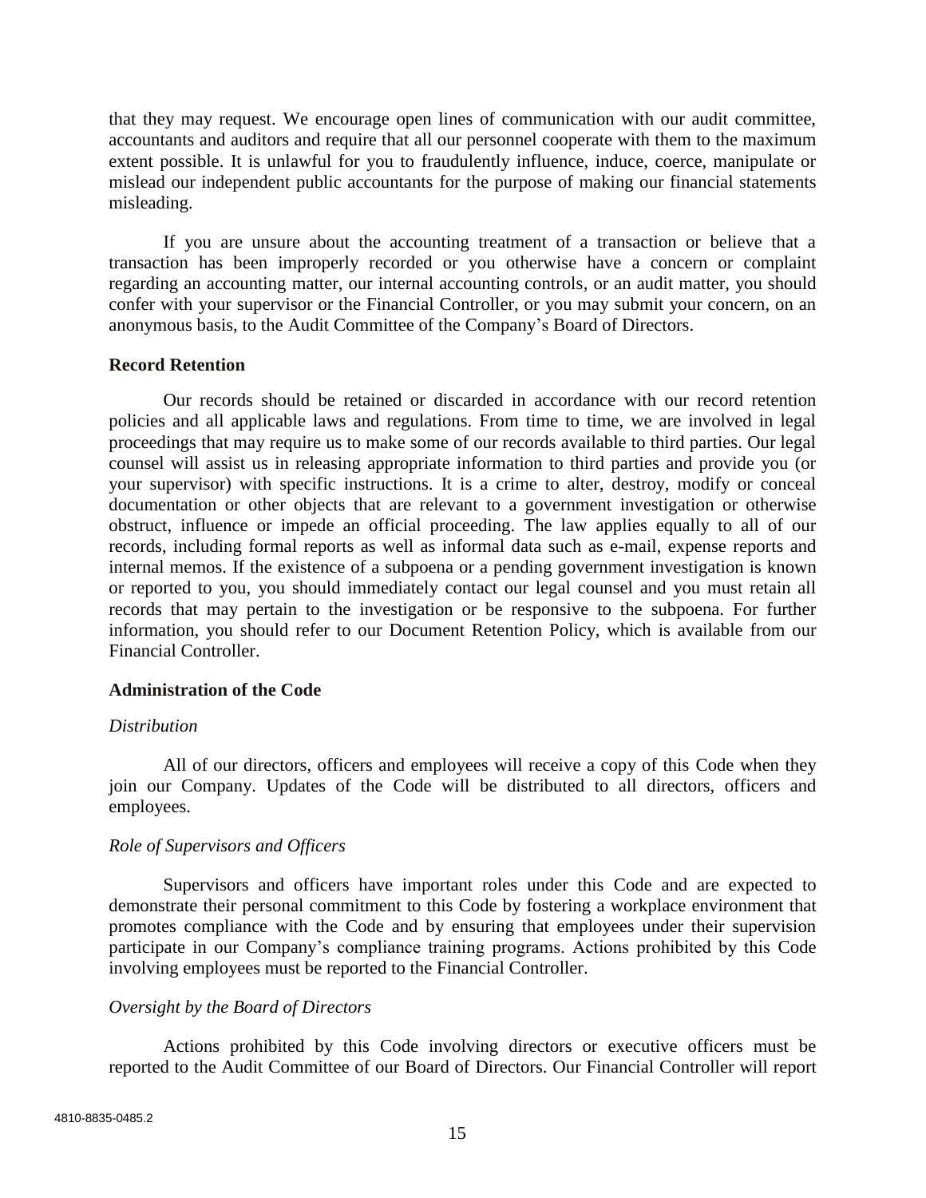that they may request. We encourage open lines of communication with our audit committee, accountants and auditors and require that all our personnel cooperate with them to the maximum extent possible. It is unlawful for you to fraudulently influence, induce, coerce, manipulate or mislead our independent public accountants for the purpose of making our financial statements misleading.

If you are unsure about the accounting treatment of a transaction or believe that a transaction has been improperly recorded or you otherwise have a concern or complaint regarding an accounting matter, our internal accounting controls, or an audit matter, you should confer with your supervisor or the Financial Controller, or you may submit your concern, on an anonymous basis, to the Audit Committee of the Company's Board of Directors.

**Record Retention**

Our records should be retained or discarded in accordance with our record retention policies and all applicable laws and regulations. From time to time, we are involved in legal proceedings that may require us to make some of our records available to third parties. Our legal counsel will assist us in releasing appropriate information to third parties and provide you (or your supervisor) with specific instructions. It is a crime to alter, destroy, modify or conceal documentation or other objects that are relevant to a government investigation or otherwise obstruct, influence or impede an official proceeding. The law applies equally to all of our records, including formal reports as well as informal data such as e-mail, expense reports and internal memos. If the existence of a subpoena or a pending government investigation is known or reported to you, you should immediately contact our legal counsel and you must retain all records that may pertain to the investigation or be responsive to the subpoena. For further information, you should refer to our Document Retention Policy, which is available from our Financial Controller.

**Administration of the Code**

*Distribution*

All of our directors, officers and employees will receive a copy of this Code when they join our Company. Updates of the Code will be distributed to all directors, officers and employees.

*Role of Supervisors and Officers*

Supervisors and officers have important roles under this Code and are expected to demonstrate their personal commitment to this Code by fostering a workplace environment that promotes compliance with the Code and by ensuring that employees under their supervision participate in our Company's compliance training programs. Actions prohibited by this Code involving employees must be reported to the Financial Controller.

*Oversight by the Board of Directors*

Actions prohibited by this Code involving directors or executive officers must be reported to the Audit Committee of our Board of Directors. Our Financial Controller will report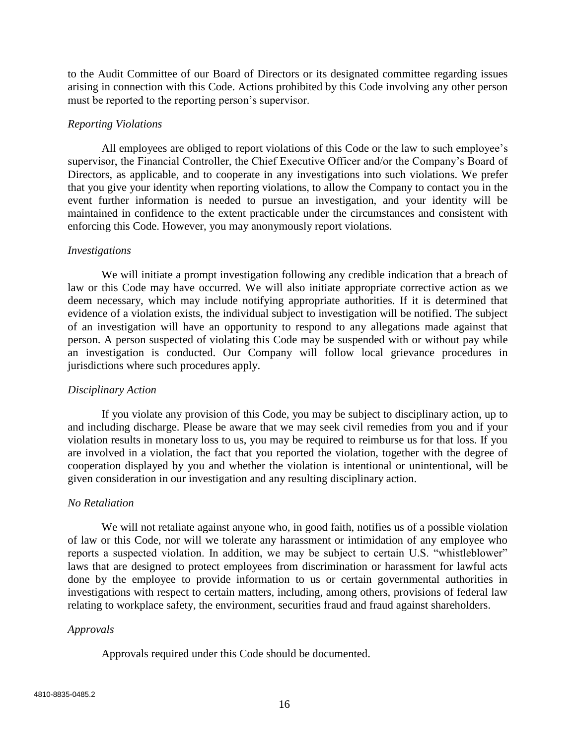to the Audit Committee of our Board of Directors or its designated committee regarding issues arising in connection with this Code. Actions prohibited by this Code involving any other person must be reported to the reporting person's supervisor.

*Reporting Violations*

All employees are obliged to report violations of this Code or the law to such employee's supervisor, the Financial Controller, the Chief Executive Officer and/or the Company's Board of Directors, as applicable, and to cooperate in any investigations into such violations. We prefer that you give your identity when reporting violations, to allow the Company to contact you in the event further information is needed to pursue an investigation, and your identity will be maintained in confidence to the extent practicable under the circumstances and consistent with enforcing this Code. However, you may anonymously report violations.

*Investigations*

We will initiate a prompt investigation following any credible indication that a breach of law or this Code may have occurred. We will also initiate appropriate corrective action as we deem necessary, which may include notifying appropriate authorities. If it is determined that evidence of a violation exists, the individual subject to investigation will be notified. The subject of an investigation will have an opportunity to respond to any allegations made against that person. A person suspected of violating this Code may be suspended with or without pay while an investigation is conducted. Our Company will follow local grievance procedures in jurisdictions where such procedures apply.

*Disciplinary Action*

If you violate any provision of this Code, you may be subject to disciplinary action, up to and including discharge. Please be aware that we may seek civil remedies from you and if your violation results in monetary loss to us, you may be required to reimburse us for that loss. If you are involved in a violation, the fact that you reported the violation, together with the degree of cooperation displayed by you and whether the violation is intentional or unintentional, will be given consideration in our investigation and any resulting disciplinary action.

*No Retaliation*

We will not retaliate against anyone who, in good faith, notifies us of a possible violation of law or this Code, nor will we tolerate any harassment or intimidation of any employee who reports a suspected violation. In addition, we may be subject to certain U.S. "whistleblower" laws that are designed to protect employees from discrimination or harassment for lawful acts done by the employee to provide information to us or certain governmental authorities in investigations with respect to certain matters, including, among others, provisions of federal law relating to workplace safety, the environment, securities fraud and fraud against shareholders.

*Approvals*

Approvals required under this Code should be documented.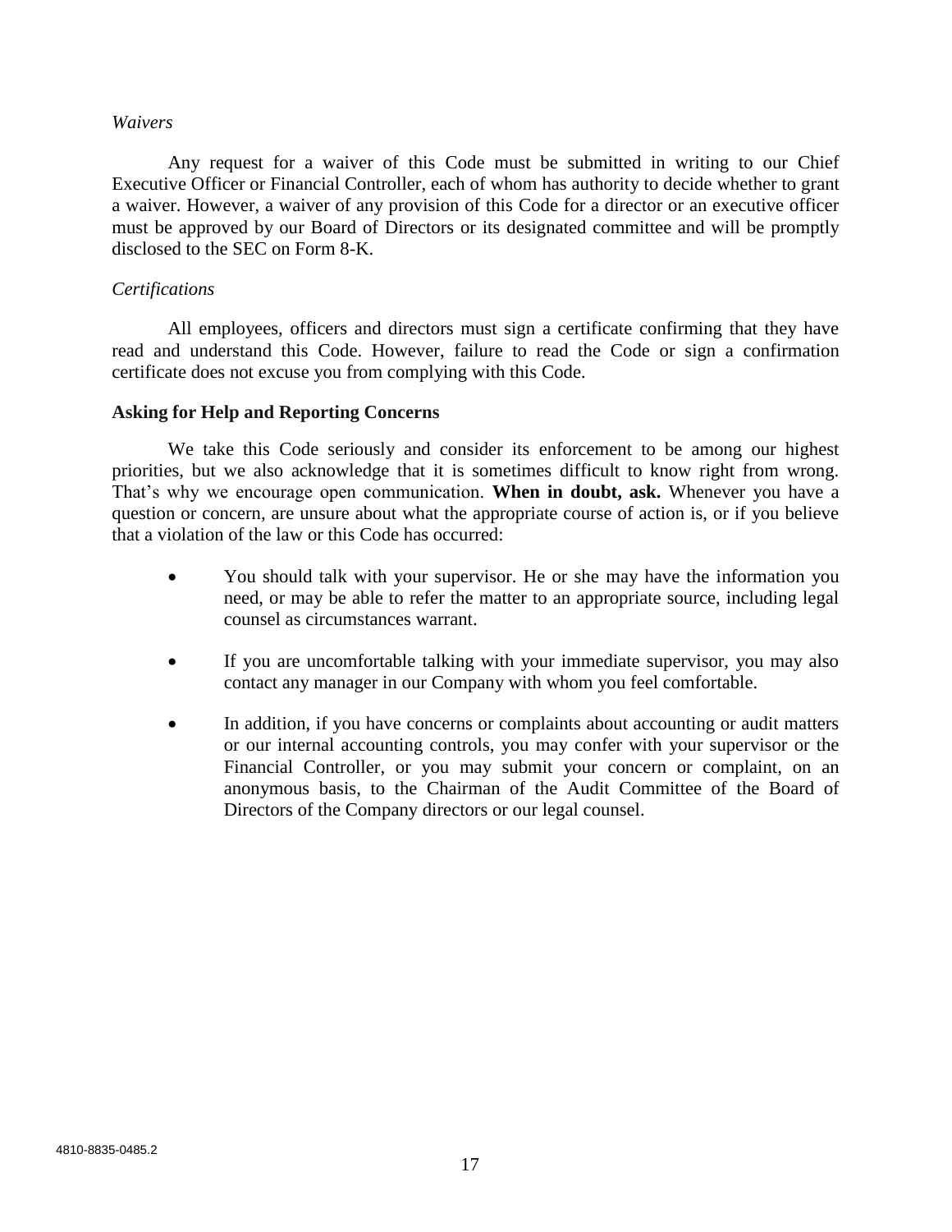*Waivers*

Any request for a waiver of this Code must be submitted in writing to our Chief Executive Officer or Financial Controller, each of whom has authority to decide whether to grant a waiver. However, a waiver of any provision of this Code for a director or an executive officer must be approved by our Board of Directors or its designated committee and will be promptly disclosed to the SEC on Form 8-K.

*Certifications*

All employees, officers and directors must sign a certificate confirming that they have read and understand this Code. However, failure to read the Code or sign a confirmation certificate does not excuse you from complying with this Code.

**Asking for Help and Reporting Concerns**

We take this Code seriously and consider its enforcement to be among our highest priorities, but we also acknowledge that it is sometimes difficult to know right from wrong. That's why we encourage open communication. **When in doubt, ask.** Whenever you have a question or concern, are unsure about what the appropriate course of action is, or if you believe that a violation of the law or this Code has occurred:

- You should talk with your supervisor. He or she may have the information you need, or may be able to refer the matter to an appropriate source, including legal counsel as circumstances warrant.

- If you are uncomfortable talking with your immediate supervisor, you may also contact any manager in our Company with whom you feel comfortable.

- In addition, if you have concerns or complaints about accounting or audit matters or our internal accounting controls, you may confer with your supervisor or the Financial Controller, or you may submit your concern or complaint, on an anonymous basis, to the Chairman of the Audit Committee of the Board of Directors of the Company directors or our legal counsel.

4810-8835-0485.2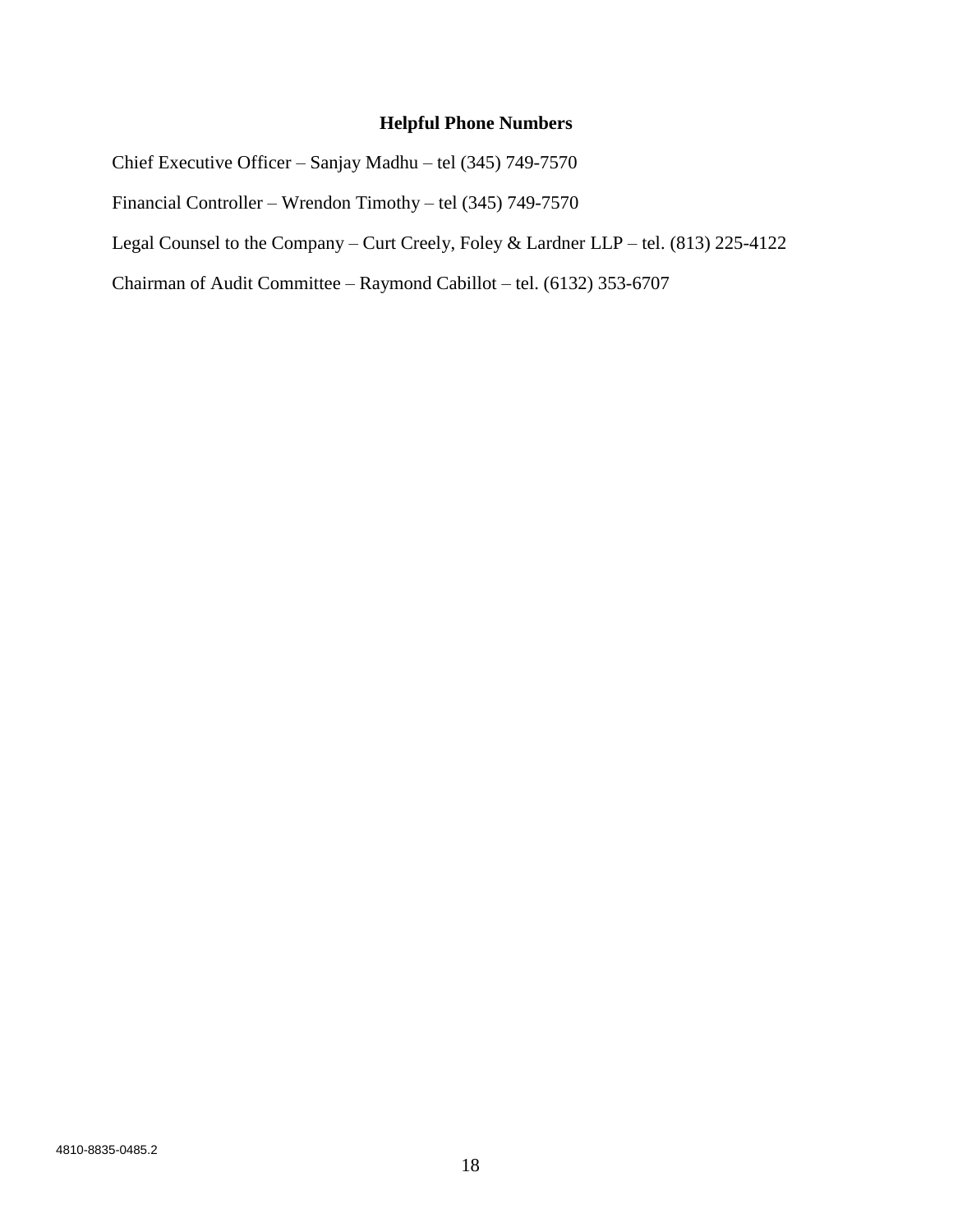## Helpful Phone Numbers

Chief Executive Officer – Sanjay Madhu – tel (345) 749-7570

Financial Controller – Wrendon Timothy – tel (345) 749-7570

Legal Counsel to the Company – Curt Creely, Foley & Lardner LLP – tel. (813) 225-4122

Chairman of Audit Committee – Raymond Cabillot – tel. (6132) 353-6707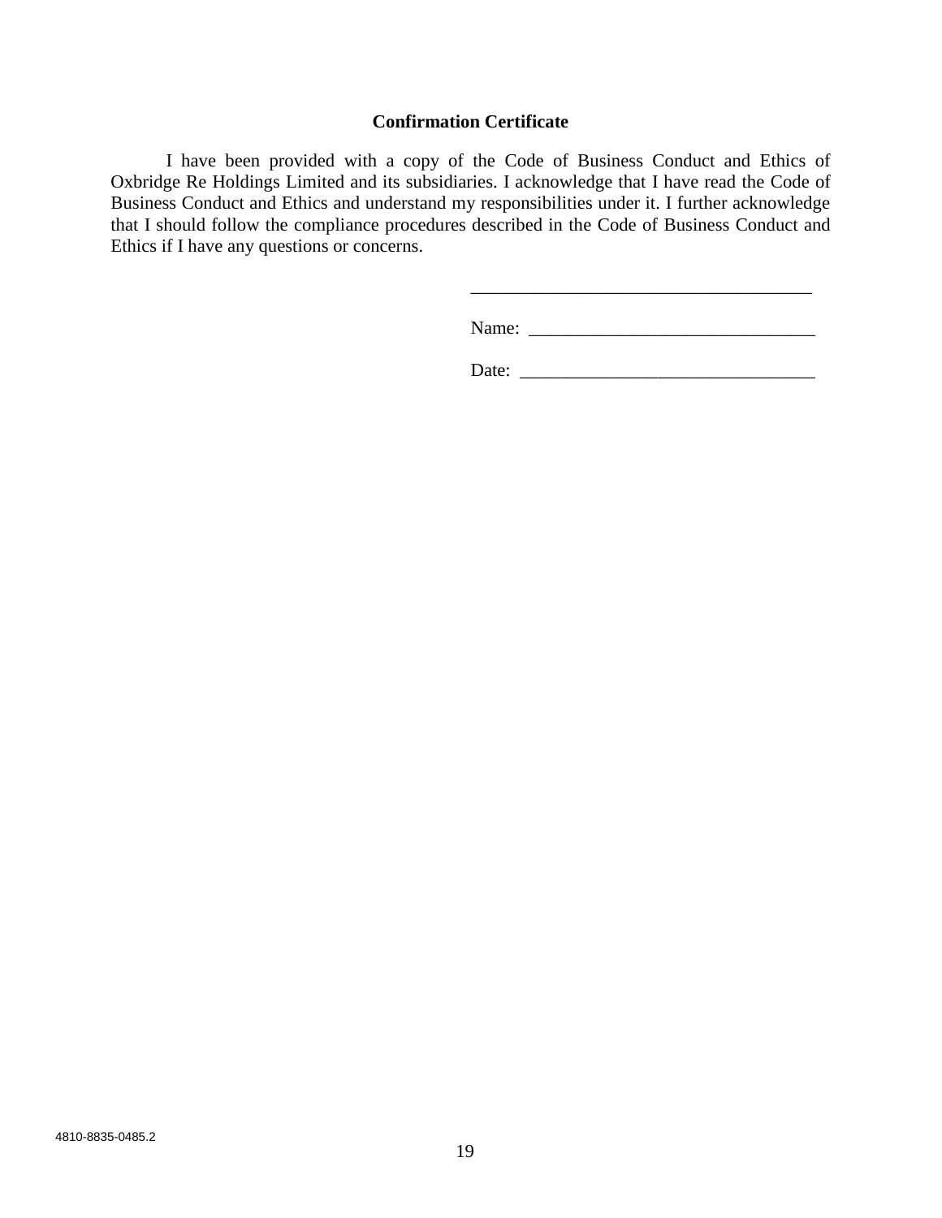**Confirmation Certificate**

I have been provided with a copy of the Code of Business Conduct and Ethics of Oxbridge Re Holdings Limited and its subsidiaries. I acknowledge that I have read the Code of Business Conduct and Ethics and understand my responsibilities under it. I further acknowledge that I should follow the compliance procedures described in the Code of Business Conduct and Ethics if I have any questions or concerns.

_____________________________________

Name: _______________________________

Date: ________________________________

4810-8835-0485.2